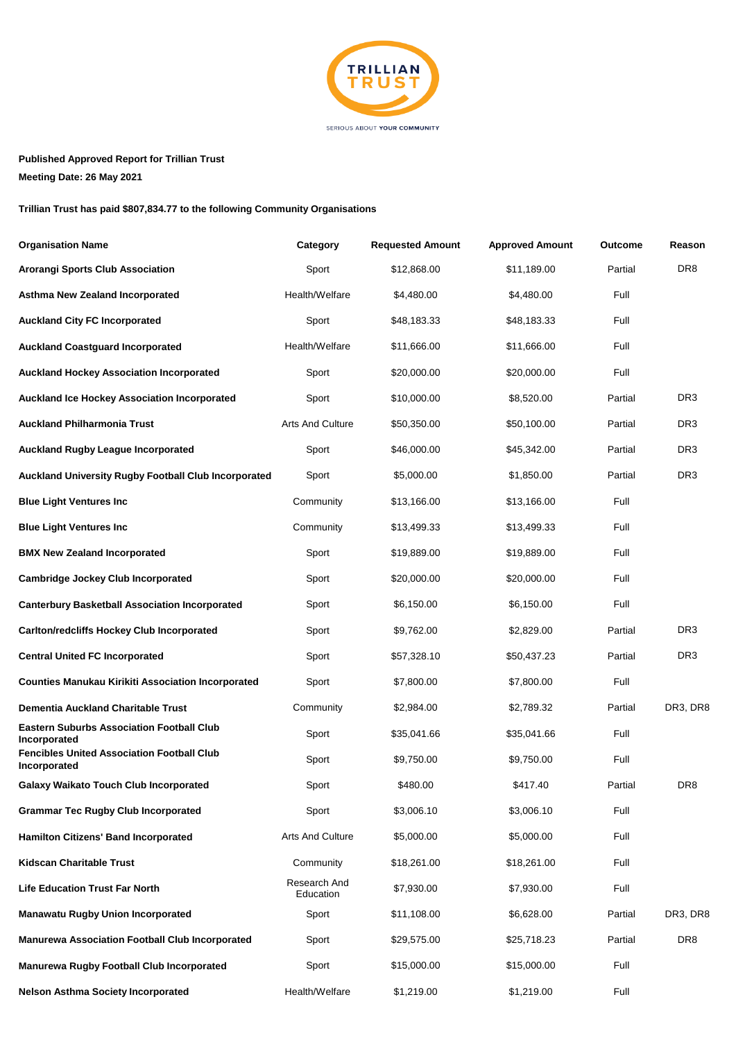**Published Approved Report for Trillian Trust**

**Meeting Date: 26 May 2021**

**Trillian Trust has paid $807,834.77 to the following Community Organisations**

| Organisation Name | Category | Requested Amount | Approved Amount | Outcome | Reason |
|---|---|---|---|---|---|
| **Arorangi Sports Club Association** | Sport | $12,868.00 | $11,189.00 | Partial | DR8 |
| **Asthma New Zealand Incorporated** | Health/Welfare | $4,480.00 | $4,480.00 | Full | |
| **Auckland City FC Incorporated** | Sport | $48,183.33 | $48,183.33 | Full | |
| **Auckland Coastguard Incorporated** | Health/Welfare | $11,666.00 | $11,666.00 | Full | |
| **Auckland Hockey Association Incorporated** | Sport | $20,000.00 | $20,000.00 | Full | |
| **Auckland Ice Hockey Association Incorporated** | Sport | $10,000.00 | $8,520.00 | Partial | DR3 |
| **Auckland Philharmonia Trust** | Arts And Culture | $50,350.00 | $50,100.00 | Partial | DR3 |
| **Auckland Rugby League Incorporated** | Sport | $46,000.00 | $45,342.00 | Partial | DR3 |
| **Auckland University Rugby Football Club Incorporated** | Sport | $5,000.00 | $1,850.00 | Partial | DR3 |
| **Blue Light Ventures Inc** | Community | $13,166.00 | $13,166.00 | Full | |
| **Blue Light Ventures Inc** | Community | $13,499.33 | $13,499.33 | Full | |
| **BMX New Zealand Incorporated** | Sport | $19,889.00 | $19,889.00 | Full | |
| **Cambridge Jockey Club Incorporated** | Sport | $20,000.00 | $20,000.00 | Full | |
| **Canterbury Basketball Association Incorporated** | Sport | $6,150.00 | $6,150.00 | Full | |
| **Carlton/redcliffs Hockey Club Incorporated** | Sport | $9,762.00 | $2,829.00 | Partial | DR3 |
| **Central United FC Incorporated** | Sport | $57,328.10 | $50,437.23 | Partial | DR3 |
| **Counties Manukau Kirikiti Association Incorporated** | Sport | $7,800.00 | $7,800.00 | Full | |
| **Dementia Auckland Charitable Trust** | Community | $2,984.00 | $2,789.32 | Partial | DR3, DR8 |
| **Eastern Suburbs Association Football Club Incorporated** | Sport | $35,041.66 | $35,041.66 | Full | |
| **Fencibles United Association Football Club Incorporated** | Sport | $9,750.00 | $9,750.00 | Full | |
| **Galaxy Waikato Touch Club Incorporated** | Sport | $480.00 | $417.40 | Partial | DR8 |
| **Grammar Tec Rugby Club Incorporated** | Sport | $3,006.10 | $3,006.10 | Full | |
| **Hamilton Citizens' Band Incorporated** | Arts And Culture | $5,000.00 | $5,000.00 | Full | |
| **Kidscan Charitable Trust** | Community | $18,261.00 | $18,261.00 | Full | |
| **Life Education Trust Far North** | Research And Education | $7,930.00 | $7,930.00 | Full | |
| **Manawatu Rugby Union Incorporated** | Sport | $11,108.00 | $6,628.00 | Partial | DR3, DR8 |
| **Manurewa Association Football Club Incorporated** | Sport | $29,575.00 | $25,718.23 | Partial | DR8 |
| **Manurewa Rugby Football Club Incorporated** | Sport | $15,000.00 | $15,000.00 | Full | |
| **Nelson Asthma Society Incorporated** | Health/Welfare | $1,219.00 | $1,219.00 | Full | |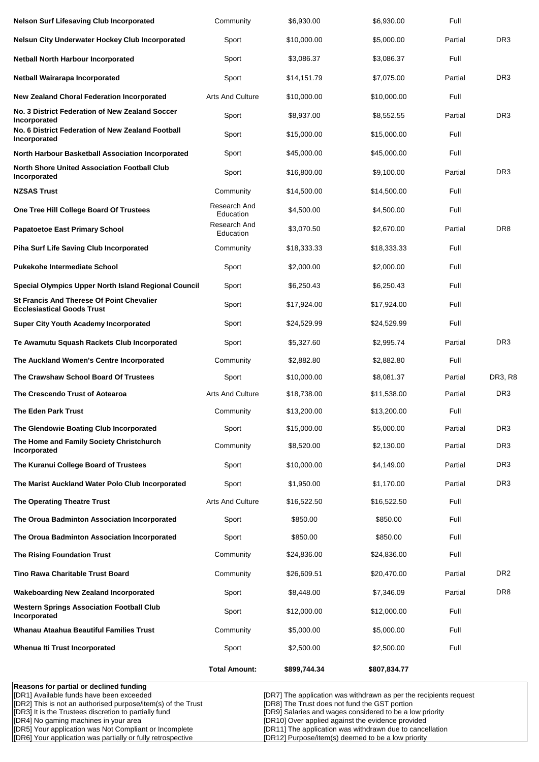| | | | | | |
|---|---|---|---|---|---|
| **Nelson Surf Lifesaving Club Incorporated** | Community | $6,930.00 | $6,930.00 | Full | |
| **Nelsun City Underwater Hockey Club Incorporated** | Sport | $10,000.00 | $5,000.00 | Partial | DR3 |
| **Netball North Harbour Incorporated** | Sport | $3,086.37 | $3,086.37 | Full | |
| **Netball Wairarapa Incorporated** | Sport | $14,151.79 | $7,075.00 | Partial | DR3 |
| **New Zealand Choral Federation Incorporated** | Arts And Culture | $10,000.00 | $10,000.00 | Full | |
| **No. 3 District Federation of New Zealand Soccer Incorporated** | Sport | $8,937.00 | $8,552.55 | Partial | DR3 |
| **No. 6 District Federation of New Zealand Football Incorporated** | Sport | $15,000.00 | $15,000.00 | Full | |
| **North Harbour Basketball Association Incorporated** | Sport | $45,000.00 | $45,000.00 | Full | |
| **North Shore United Association Football Club Incorporated** | Sport | $16,800.00 | $9,100.00 | Partial | DR3 |
| **NZSAS Trust** | Community | $14,500.00 | $14,500.00 | Full | |
| **One Tree Hill College Board Of Trustees** | Research And Education | $4,500.00 | $4,500.00 | Full | |
| **Papatoetoe East Primary School** | Research And Education | $3,070.50 | $2,670.00 | Partial | DR8 |
| **Piha Surf Life Saving Club Incorporated** | Community | $18,333.33 | $18,333.33 | Full | |
| **Pukekohe Intermediate School** | Sport | $2,000.00 | $2,000.00 | Full | |
| **Special Olympics Upper North Island Regional Council** | Sport | $6,250.43 | $6,250.43 | Full | |
| **St Francis And Therese Of Point Chevalier Ecclesiastical Goods Trust** | Sport | $17,924.00 | $17,924.00 | Full | |
| **Super City Youth Academy Incorporated** | Sport | $24,529.99 | $24,529.99 | Full | |
| **Te Awamutu Squash Rackets Club Incorporated** | Sport | $5,327.60 | $2,995.74 | Partial | DR3 |
| **The Auckland Women's Centre Incorporated** | Community | $2,882.80 | $2,882.80 | Full | |
| **The Crawshaw School Board Of Trustees** | Sport | $10,000.00 | $8,081.37 | Partial | DR3, R8 |
| **The Crescendo Trust of Aotearoa** | Arts And Culture | $18,738.00 | $11,538.00 | Partial | DR3 |
| **The Eden Park Trust** | Community | $13,200.00 | $13,200.00 | Full | |
| **The Glendowie Boating Club Incorporated** | Sport | $15,000.00 | $5,000.00 | Partial | DR3 |
| **The Home and Family Society Christchurch Incorporated** | Community | $8,520.00 | $2,130.00 | Partial | DR3 |
| **The Kuranui College Board of Trustees** | Sport | $10,000.00 | $4,149.00 | Partial | DR3 |
| **The Marist Auckland Water Polo Club Incorporated** | Sport | $1,950.00 | $1,170.00 | Partial | DR3 |
| **The Operating Theatre Trust** | Arts And Culture | $16,522.50 | $16,522.50 | Full | |
| **The Oroua Badminton Association Incorporated** | Sport | $850.00 | $850.00 | Full | |
| **The Oroua Badminton Association Incorporated** | Sport | $850.00 | $850.00 | Full | |
| **The Rising Foundation Trust** | Community | $24,836.00 | $24,836.00 | Full | |
| **Tino Rawa Charitable Trust Board** | Community | $26,609.51 | $20,470.00 | Partial | DR2 |
| **Wakeboarding New Zealand Incorporated** | Sport | $8,448.00 | $7,346.09 | Partial | DR8 |
| **Western Springs Association Football Club Incorporated** | Sport | $12,000.00 | $12,000.00 | Full | |
| **Whanau Ataahua Beautiful Families Trust** | Community | $5,000.00 | $5,000.00 | Full | |
| **Whenua Iti Trust Incorporated** | Sport | $2,500.00 | $2,500.00 | Full | |
| | **Total Amount:** | **$899,744.34** | **$807,834.77** | | |

**Reasons for partial or declined funding**

[DR1] Available funds have been exceeded
[DR2] This is not an authorised purpose/item(s) of the Trust
[DR3] It is the Trustees discretion to partially fund
[DR4] No gaming machines in your area
[DR5] Your application was Not Compliant or Incomplete
[DR6] Your application was partially or fully retrospective
[DR7] The application was withdrawn as per the recipients request
[DR8] The Trust does not fund the GST portion
[DR9] Salaries and wages considered to be a low priority
[DR10] Over applied against the evidence provided
[DR11] The application was withdrawn due to cancellation
[DR12] Purpose/item(s) deemed to be a low priority